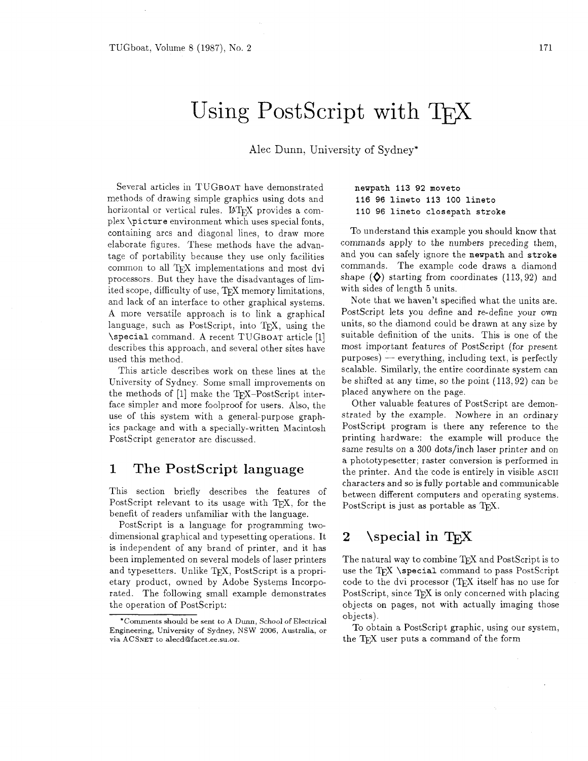# Using PostScript with TEX

Alec Dunn, University of Sydney*

Several articles in TUGBOAT have demonstrated methods of drawing simple graphics using dots and horizontal or vertical rules. LATEX provides a complex `\picture` environment which uses special fonts, containing arcs and diagonal lines, to draw more elaborate figures. These methods have the advantage of portability because they use only facilities common to all TEX implementations and most dvi processors. But they have the disadvantages of limited scope, difficulty of use, TEX memory limitations, and lack of an interface to other graphical systems. A more versatile approach is to link a graphical language, such as PostScript, into TEX, using the `\special` command. A recent TUGBOAT article [1] describes this approach, and several other sites have used this method.

This article describes work on these lines at the University of Sydney. Some small improvements on the methods of [1] make the TEX–PostScript interface simpler and more foolproof for users. Also, the use of this system with a general-purpose graphics package and with a specially-written Macintosh PostScript generator are discussed.

## 1 The PostScript language

This section briefly describes the features of PostScript relevant to its usage with TEX, for the benefit of readers unfamiliar with the language.

PostScript is a language for programming two-dimensional graphical and typesetting operations. It is independent of any brand of printer, and it has been implemented on several models of laser printers and typesetters. Unlike TEX, PostScript is a proprietary product, owned by Adobe Systems Incorporated. The following small example demonstrates the operation of PostScript:

```
newpath 113 92 moveto
116 96 lineto 113 100 lineto
110 96 lineto closepath stroke
```

To understand this example you should know that commands apply to the numbers preceding them, and you can safely ignore the `newpath` and `stroke` commands. The example code draws a diamond shape (◇) starting from coordinates $(113, 92)$ and with sides of length 5 units.

Note that we haven't specified what the units are. PostScript lets you define and re-define your own units, so the diamond could be drawn at any size by suitable definition of the units. This is one of the most important features of PostScript (for present purposes) — everything, including text, is perfectly scalable. Similarly, the entire coordinate system can be shifted at any time, so the point $(113, 92)$ can be placed anywhere on the page.

Other valuable features of PostScript are demonstrated by the example. Nowhere in an ordinary PostScript program is there any reference to the printing hardware: the example will produce the same results on a 300 dots/inch laser printer and on a phototypesetter; raster conversion is performed in the printer. And the code is entirely in visible ASCII characters and so is fully portable and communicable between different computers and operating systems. PostScript is just as portable as TEX.

## 2 \special in TEX

The natural way to combine TEX and PostScript is to use the TEX `\special` command to pass PostScript code to the dvi processor (TEX itself has no use for PostScript, since TEX is only concerned with placing objects on pages, not with actually imaging those objects).

To obtain a PostScript graphic, using our system, the TEX user puts a command of the form

*Comments should be sent to A Dunn, School of Electrical Engineering, University of Sydney, NSW 2006, Australia, or via ACSNET to alecd@facet.ee.su.oz.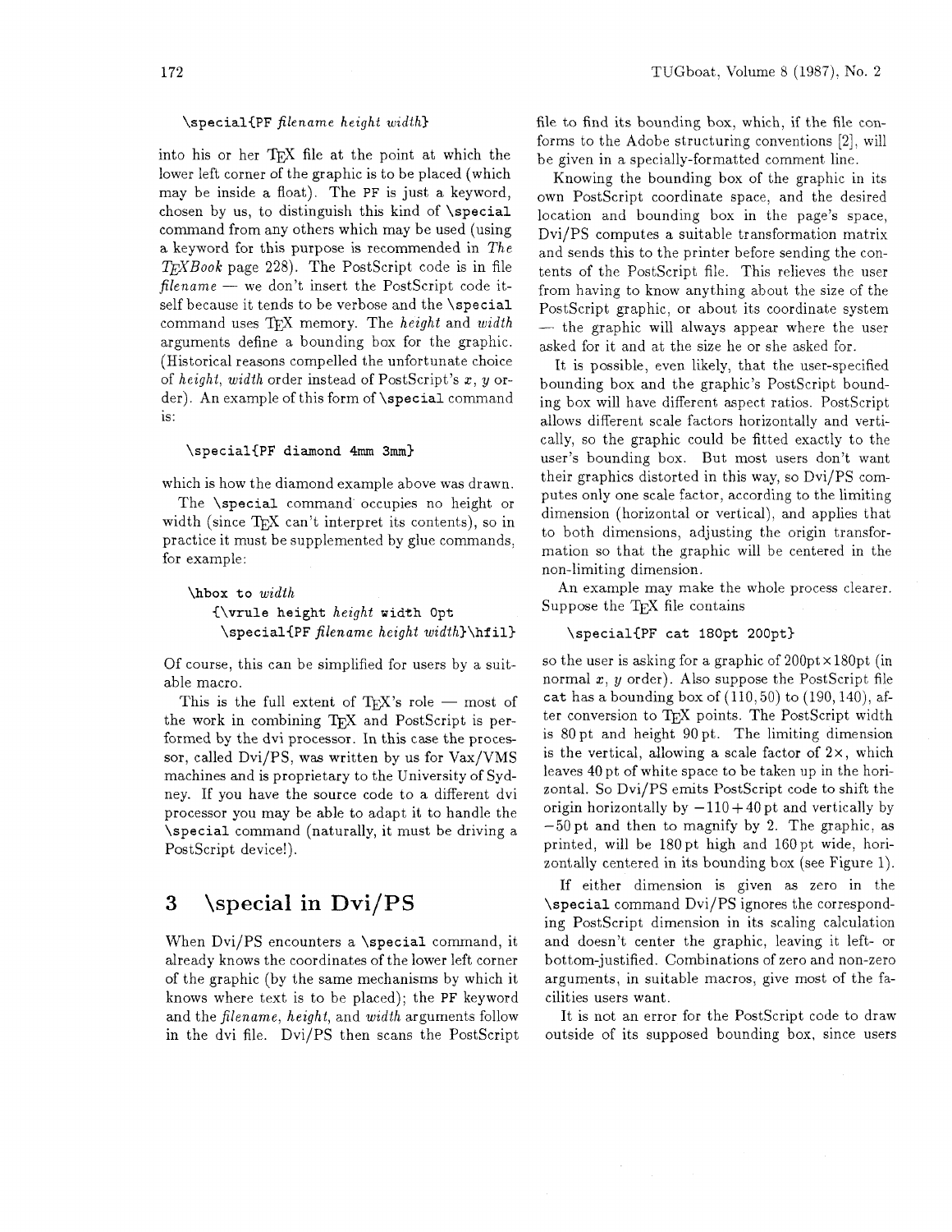```
\special{PF filename height width}
```

into his or her TeX file at the point at which the lower left corner of the graphic is to be placed (which may be inside a float). The `PF` is just a keyword, chosen by us, to distinguish this kind of `\special` command from any others which may be used (using a keyword for this purpose is recommended in *The TeXBook* page 228). The PostScript code is in file *filename* — we don't insert the PostScript code itself because it tends to be verbose and the `\special` command uses TeX memory. The *height* and *width* arguments define a bounding box for the graphic. (Historical reasons compelled the unfortunate choice of *height*, *width* order instead of PostScript's $x$, $y$ order). An example of this form of `\special` command is:

```
\special{PF diamond 4mm 3mm}
```

which is how the diamond example above was drawn.

The `\special` command occupies no height or width (since TeX can't interpret its contents), so in practice it must be supplemented by glue commands, for example:

```
\hbox to width
   {\vrule height height width 0pt
    \special{PF filename height width}\hfil}
```

Of course, this can be simplified for users by a suitable macro.

This is the full extent of TeX's role — most of the work in combining TeX and PostScript is performed by the dvi processor. In this case the processor, called Dvi/PS, was written by us for Vax/VMS machines and is proprietary to the University of Sydney. If you have the source code to a different dvi processor you may be able to adapt it to handle the `\special` command (naturally, it must be driving a PostScript device!).

## 3 \special in Dvi/PS

When Dvi/PS encounters a `\special` command, it already knows the coordinates of the lower left corner of the graphic (by the same mechanisms by which it knows where text is to be placed); the `PF` keyword and the *filename*, *height*, and *width* arguments follow in the dvi file. Dvi/PS then scans the PostScript file to find its bounding box, which, if the file conforms to the Adobe structuring conventions [2], will be given in a specially-formatted comment line.

Knowing the bounding box of the graphic in its own PostScript coordinate space, and the desired location and bounding box in the page's space, Dvi/PS computes a suitable transformation matrix and sends this to the printer before sending the contents of the PostScript file. This relieves the user from having to know anything about the size of the PostScript graphic, or about its coordinate system — the graphic will always appear where the user asked for it and at the size he or she asked for.

It is possible, even likely, that the user-specified bounding box and the graphic's PostScript bounding box will have different aspect ratios. PostScript allows different scale factors horizontally and vertically, so the graphic could be fitted exactly to the user's bounding box. But most users don't want their graphics distorted in this way, so Dvi/PS computes only one scale factor, according to the limiting dimension (horizontal or vertical), and applies that to both dimensions, adjusting the origin transformation so that the graphic will be centered in the non-limiting dimension.

An example may make the whole process clearer. Suppose the TeX file contains

```
\special{PF cat 180pt 200pt}
```

so the user is asking for a graphic of $200\text{pt} \times 180\text{pt}$ (in normal $x$, $y$ order). Also suppose the PostScript file `cat` has a bounding box of $(110, 50)$ to $(190, 140)$, after conversion to TeX points. The PostScript width is 80 pt and height 90 pt. The limiting dimension is the vertical, allowing a scale factor of $2\times$, which leaves 40 pt of white space to be taken up in the horizontal. So Dvi/PS emits PostScript code to shift the origin horizontally by $-110 + 40$ pt and vertically by $-50$ pt and then to magnify by 2. The graphic, as printed, will be 180 pt high and 160 pt wide, horizontally centered in its bounding box (see Figure 1).

If either dimension is given as zero in the `\special` command Dvi/PS ignores the corresponding PostScript dimension in its scaling calculation and doesn't center the graphic, leaving it left- or bottom-justified. Combinations of zero and non-zero arguments, in suitable macros, give most of the facilities users want.

It is not an error for the PostScript code to draw outside of its supposed bounding box, since users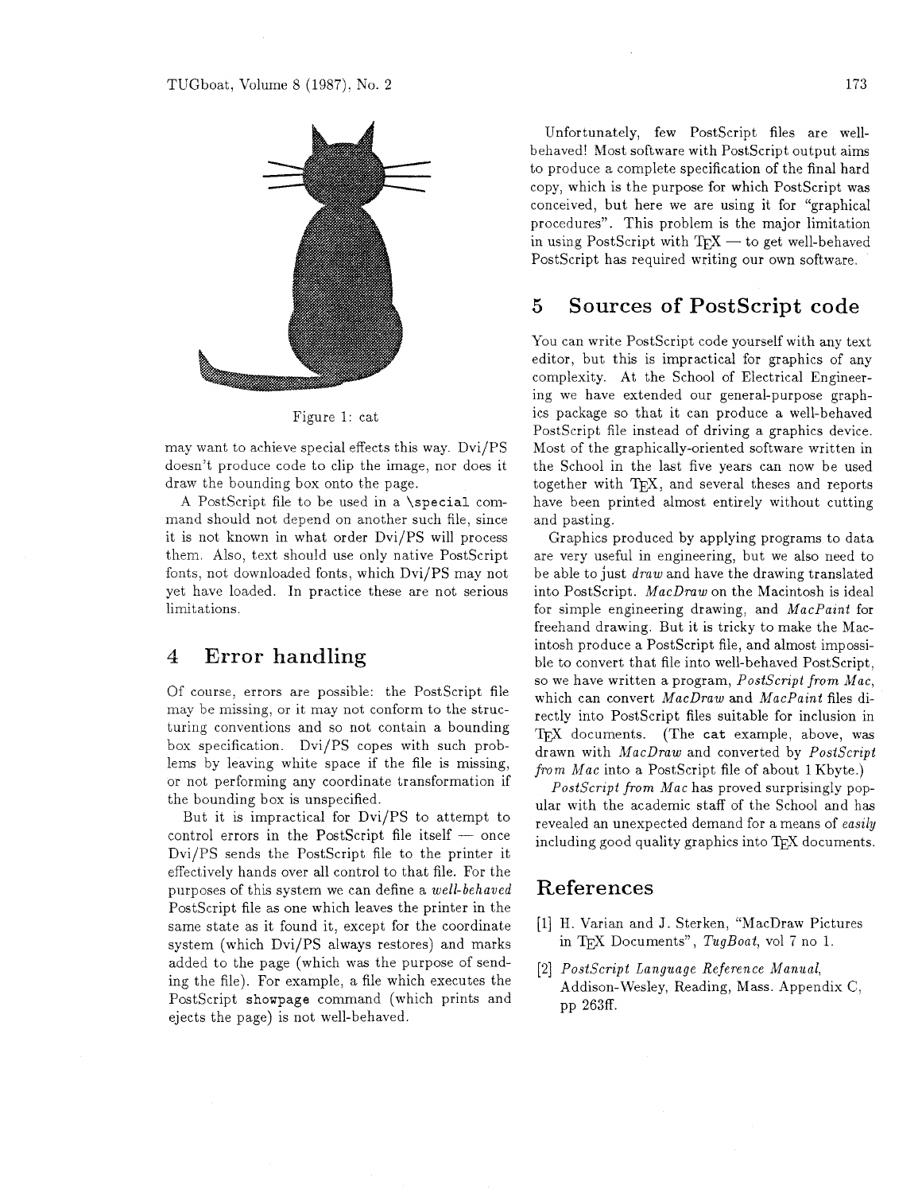Figure 1: cat

may want to achieve special effects this way. Dvi/PS doesn't produce code to clip the image, nor does it draw the bounding box onto the page.

A PostScript file to be used in a `\special` command should not depend on another such file, since it is not known in what order Dvi/PS will process them. Also, text should use only native PostScript fonts, not downloaded fonts, which Dvi/PS may not yet have loaded. In practice these are not serious limitations.

## 4 Error handling

Of course, errors are possible: the PostScript file may be missing, or it may not conform to the structuring conventions and so not contain a bounding box specification. Dvi/PS copes with such problems by leaving white space if the file is missing, or not performing any coordinate transformation if the bounding box is unspecified.

But it is impractical for Dvi/PS to attempt to control errors in the PostScript file itself — once Dvi/PS sends the PostScript file to the printer it effectively hands over all control to that file. For the purposes of this system we can define a *well-behaved* PostScript file as one which leaves the printer in the same state as it found it, except for the coordinate system (which Dvi/PS always restores) and marks added to the page (which was the purpose of sending the file). For example, a file which executes the PostScript `showpage` command (which prints and ejects the page) is not well-behaved.

Unfortunately, few PostScript files are well-behaved! Most software with PostScript output aims to produce a complete specification of the final hard copy, which is the purpose for which PostScript was conceived, but here we are using it for "graphical procedures". This problem is the major limitation in using PostScript with TeX — to get well-behaved PostScript has required writing our own software.

## 5 Sources of PostScript code

You can write PostScript code yourself with any text editor, but this is impractical for graphics of any complexity. At the School of Electrical Engineering we have extended our general-purpose graphics package so that it can produce a well-behaved PostScript file instead of driving a graphics device. Most of the graphically-oriented software written in the School in the last five years can now be used together with TeX, and several theses and reports have been printed almost entirely without cutting and pasting.

Graphics produced by applying programs to data are very useful in engineering, but we also need to be able to just *draw* and have the drawing translated into PostScript. *MacDraw* on the Macintosh is ideal for simple engineering drawing, and *MacPaint* for freehand drawing. But it is tricky to make the Macintosh produce a PostScript file, and almost impossible to convert that file into well-behaved PostScript, so we have written a program, *PostScript from Mac*, which can convert *MacDraw* and *MacPaint* files directly into PostScript files suitable for inclusion in TeX documents. (The `cat` example, above, was drawn with *MacDraw* and converted by *PostScript from Mac* into a PostScript file of about 1 Kbyte.)

*PostScript from Mac* has proved surprisingly popular with the academic staff of the School and has revealed an unexpected demand for a means of *easily* including good quality graphics into TeX documents.

## References

[1] H. Varian and J. Sterken, "MacDraw Pictures in TeX Documents", *TugBoat*, vol 7 no 1.

[2] *PostScript Language Reference Manual*, Addison-Wesley, Reading, Mass. Appendix C, pp 263ff.